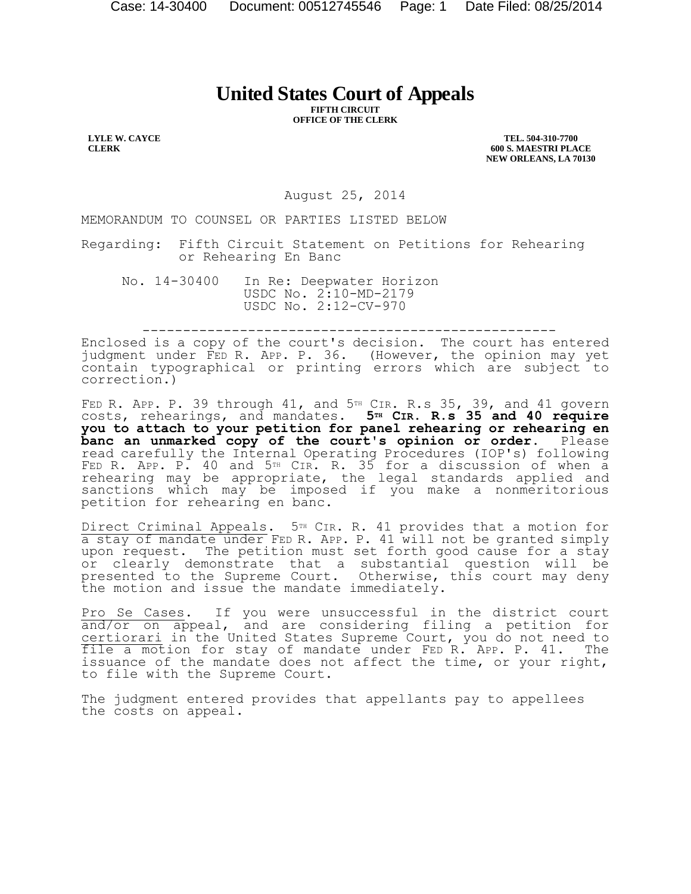# United States Court of Appeals

**FIFTH CIRCUIT**
**OFFICE OF THE CLERK**

**LYLE W. CAYCE**
**CLERK**

**TEL. 504-310-7700**
**600 S. MAESTRI PLACE**
**NEW ORLEANS, LA 70130**

August 25, 2014

MEMORANDUM TO COUNSEL OR PARTIES LISTED BELOW

Regarding: Fifth Circuit Statement on Petitions for Rehearing or Rehearing En Banc

No. 14-30400 In Re: Deepwater Horizon
USDC No. 2:10-MD-2179
USDC No. 2:12-CV-970

---

Enclosed is a copy of the court's decision. The court has entered judgment under FED R. APP. P. 36. (However, the opinion may yet contain typographical or printing errors which are subject to correction.)

FED R. APP. P. 39 through 41, and 5TH CIR. R.s 35, 39, and 41 govern costs, rehearings, and mandates. **5TH CIR. R.s 35 and 40 require you to attach to your petition for panel rehearing or rehearing en banc an unmarked copy of the court's opinion or order.** Please read carefully the Internal Operating Procedures (IOP's) following FED R. APP. P. 40 and 5TH CIR. R. 35 for a discussion of when a rehearing may be appropriate, the legal standards applied and sanctions which may be imposed if you make a nonmeritorious petition for rehearing en banc.

Direct Criminal Appeals. 5TH CIR. R. 41 provides that a motion for a stay of mandate under FED R. APP. P. 41 will not be granted simply upon request. The petition must set forth good cause for a stay or clearly demonstrate that a substantial question will be presented to the Supreme Court. Otherwise, this court may deny the motion and issue the mandate immediately.

Pro Se Cases. If you were unsuccessful in the district court and/or on appeal, and are considering filing a petition for certiorari in the United States Supreme Court, you do not need to file a motion for stay of mandate under FED R. APP. P. 41. The issuance of the mandate does not affect the time, or your right, to file with the Supreme Court.

The judgment entered provides that appellants pay to appellees the costs on appeal.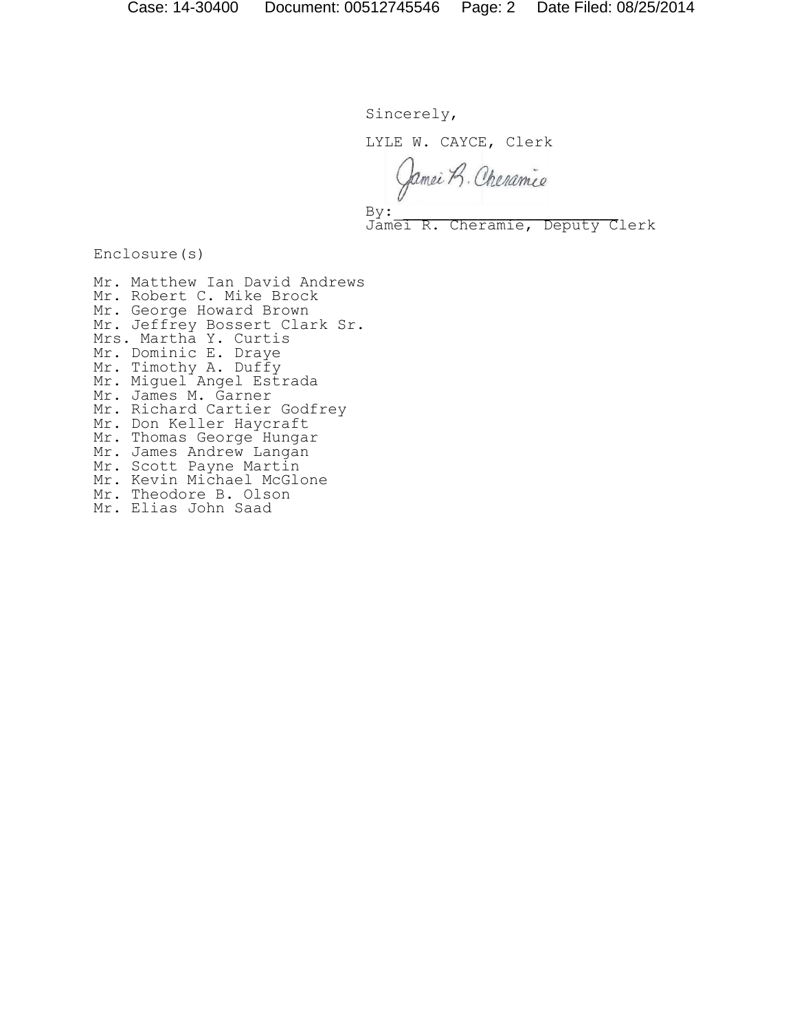Sincerely,

LYLE W. CAYCE, Clerk

By: _______________________
Jamei R. Cheramie, Deputy Clerk

Enclosure(s)

Mr. Matthew Ian David Andrews
Mr. Robert C. Mike Brock
Mr. George Howard Brown
Mr. Jeffrey Bossert Clark Sr.
Mrs. Martha Y. Curtis
Mr. Dominic E. Draye
Mr. Timothy A. Duffy
Mr. Miguel Angel Estrada
Mr. James M. Garner
Mr. Richard Cartier Godfrey
Mr. Don Keller Haycraft
Mr. Thomas George Hungar
Mr. James Andrew Langan
Mr. Scott Payne Martin
Mr. Kevin Michael McGlone
Mr. Theodore B. Olson
Mr. Elias John Saad